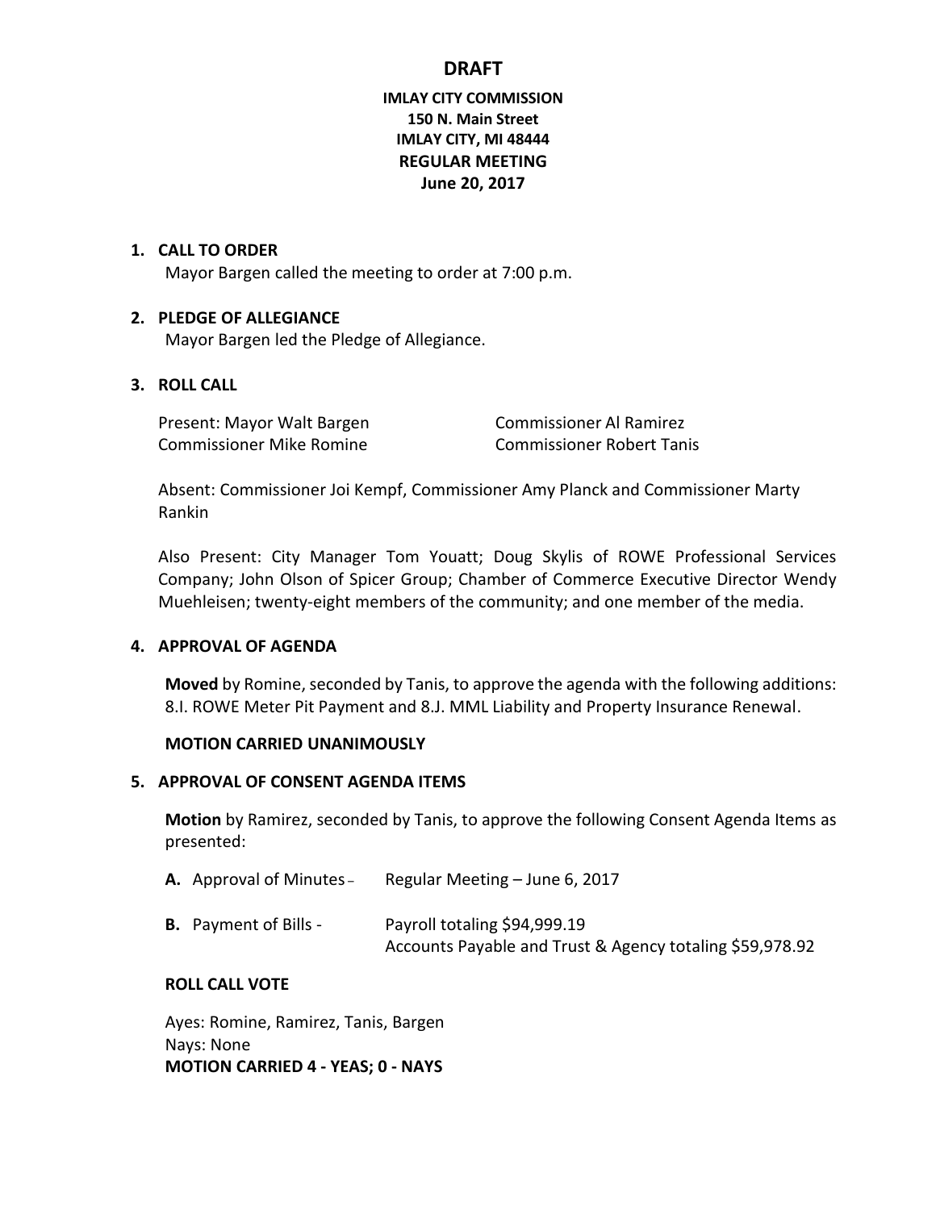# DRAFT

**IMLAY CITY COMMISSION**
**150 N. Main Street**
**IMLAY CITY, MI 48444**
**REGULAR MEETING**
**June 20, 2017**

1. **CALL TO ORDER**

   Mayor Bargen called the meeting to order at 7:00 p.m.

2. **PLEDGE OF ALLEGIANCE**

   Mayor Bargen led the Pledge of Allegiance.

3. **ROLL CALL**

   Present: Mayor Walt Bargen
   Commissioner Al Ramirez
   Commissioner Mike Romine
   Commissioner Robert Tanis

   Absent: Commissioner Joi Kempf, Commissioner Amy Planck and Commissioner Marty Rankin

   Also Present: City Manager Tom Youatt; Doug Skylis of ROWE Professional Services Company; John Olson of Spicer Group; Chamber of Commerce Executive Director Wendy Muehleisen; twenty-eight members of the community; and one member of the media.

4. **APPROVAL OF AGENDA**

   **Moved** by Romine, seconded by Tanis, to approve the agenda with the following additions: 8.I. ROWE Meter Pit Payment and 8.J. MML Liability and Property Insurance Renewal.

   **MOTION CARRIED UNANIMOUSLY**

5. **APPROVAL OF CONSENT AGENDA ITEMS**

   **Motion** by Ramirez, seconded by Tanis, to approve the following Consent Agenda Items as presented:

   **A.** Approval of Minutes – Regular Meeting – June 6, 2017

   **B.** Payment of Bills - Payroll totaling $94,999.19
   Accounts Payable and Trust & Agency totaling $59,978.92

   **ROLL CALL VOTE**

   Ayes: Romine, Ramirez, Tanis, Bargen
   Nays: None
   **MOTION CARRIED 4 - YEAS; 0 - NAYS**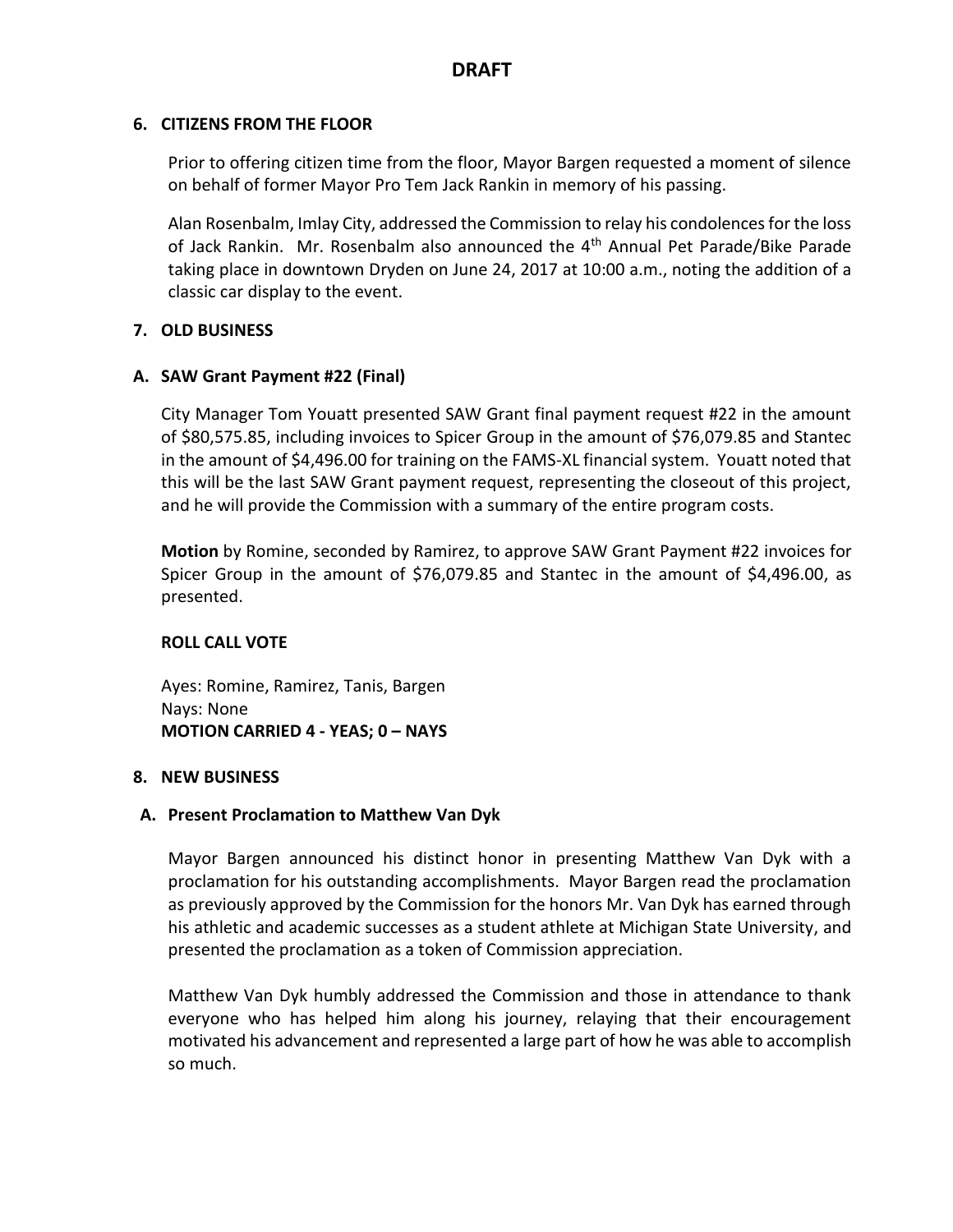# DRAFT

## 6. CITIZENS FROM THE FLOOR

Prior to offering citizen time from the floor, Mayor Bargen requested a moment of silence on behalf of former Mayor Pro Tem Jack Rankin in memory of his passing.

Alan Rosenbalm, Imlay City, addressed the Commission to relay his condolences for the loss of Jack Rankin. Mr. Rosenbalm also announced the 4th Annual Pet Parade/Bike Parade taking place in downtown Dryden on June 24, 2017 at 10:00 a.m., noting the addition of a classic car display to the event.

## 7. OLD BUSINESS

### A. SAW Grant Payment #22 (Final)

City Manager Tom Youatt presented SAW Grant final payment request #22 in the amount of $80,575.85, including invoices to Spicer Group in the amount of $76,079.85 and Stantec in the amount of $4,496.00 for training on the FAMS-XL financial system. Youatt noted that this will be the last SAW Grant payment request, representing the closeout of this project, and he will provide the Commission with a summary of the entire program costs.

**Motion** by Romine, seconded by Ramirez, to approve SAW Grant Payment #22 invoices for Spicer Group in the amount of $76,079.85 and Stantec in the amount of $4,496.00, as presented.

**ROLL CALL VOTE**

Ayes: Romine, Ramirez, Tanis, Bargen
Nays: None
**MOTION CARRIED 4 - YEAS; 0 – NAYS**

## 8. NEW BUSINESS

### A. Present Proclamation to Matthew Van Dyk

Mayor Bargen announced his distinct honor in presenting Matthew Van Dyk with a proclamation for his outstanding accomplishments. Mayor Bargen read the proclamation as previously approved by the Commission for the honors Mr. Van Dyk has earned through his athletic and academic successes as a student athlete at Michigan State University, and presented the proclamation as a token of Commission appreciation.

Matthew Van Dyk humbly addressed the Commission and those in attendance to thank everyone who has helped him along his journey, relaying that their encouragement motivated his advancement and represented a large part of how he was able to accomplish so much.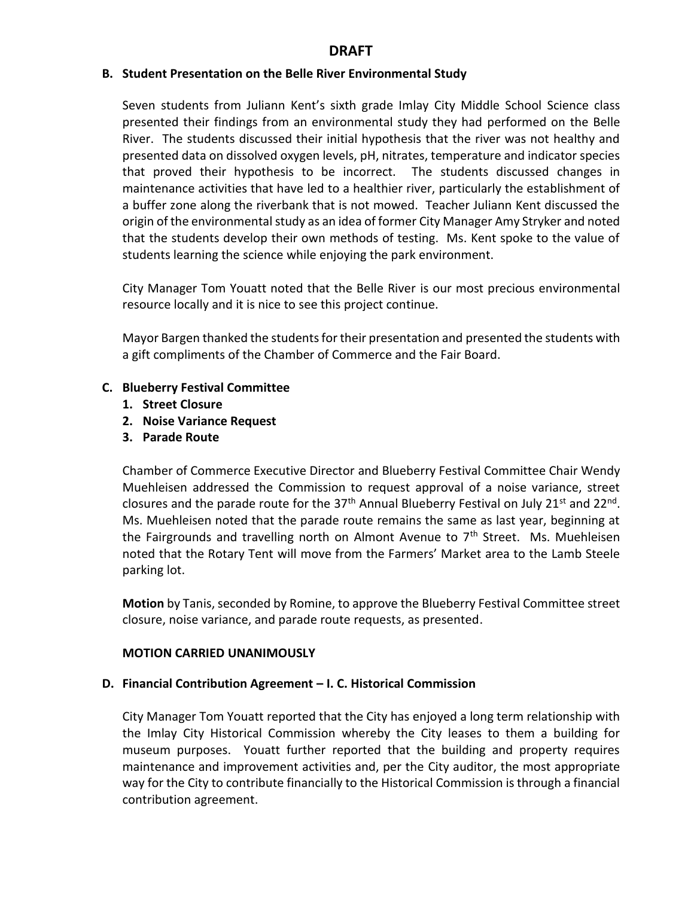**DRAFT**

**B. Student Presentation on the Belle River Environmental Study**

Seven students from Juliann Kent's sixth grade Imlay City Middle School Science class presented their findings from an environmental study they had performed on the Belle River. The students discussed their initial hypothesis that the river was not healthy and presented data on dissolved oxygen levels, pH, nitrates, temperature and indicator species that proved their hypothesis to be incorrect. The students discussed changes in maintenance activities that have led to a healthier river, particularly the establishment of a buffer zone along the riverbank that is not mowed. Teacher Juliann Kent discussed the origin of the environmental study as an idea of former City Manager Amy Stryker and noted that the students develop their own methods of testing. Ms. Kent spoke to the value of students learning the science while enjoying the park environment.

City Manager Tom Youatt noted that the Belle River is our most precious environmental resource locally and it is nice to see this project continue.

Mayor Bargen thanked the students for their presentation and presented the students with a gift compliments of the Chamber of Commerce and the Fair Board.

**C. Blueberry Festival Committee**

1. **Street Closure**
2. **Noise Variance Request**
3. **Parade Route**

Chamber of Commerce Executive Director and Blueberry Festival Committee Chair Wendy Muehleisen addressed the Commission to request approval of a noise variance, street closures and the parade route for the 37th Annual Blueberry Festival on July 21st and 22nd. Ms. Muehleisen noted that the parade route remains the same as last year, beginning at the Fairgrounds and travelling north on Almont Avenue to 7th Street. Ms. Muehleisen noted that the Rotary Tent will move from the Farmers' Market area to the Lamb Steele parking lot.

**Motion** by Tanis, seconded by Romine, to approve the Blueberry Festival Committee street closure, noise variance, and parade route requests, as presented.

**MOTION CARRIED UNANIMOUSLY**

**D. Financial Contribution Agreement – I. C. Historical Commission**

City Manager Tom Youatt reported that the City has enjoyed a long term relationship with the Imlay City Historical Commission whereby the City leases to them a building for museum purposes. Youatt further reported that the building and property requires maintenance and improvement activities and, per the City auditor, the most appropriate way for the City to contribute financially to the Historical Commission is through a financial contribution agreement.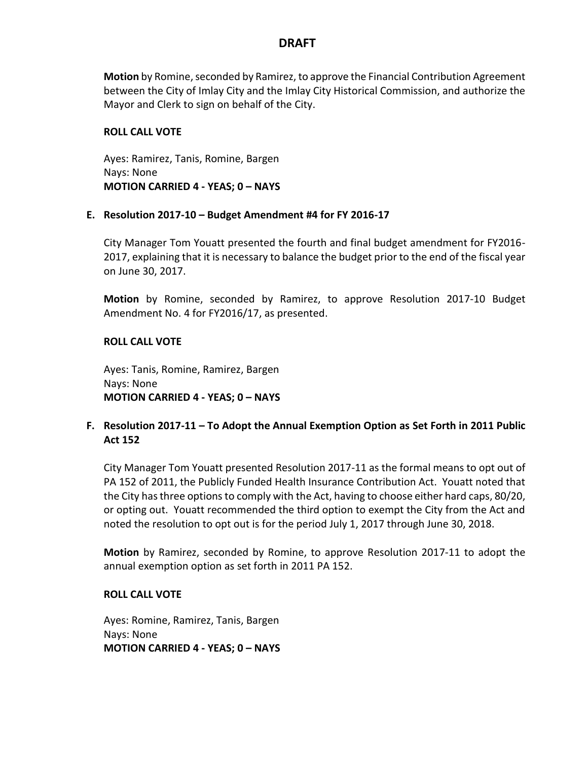**DRAFT**

**Motion** by Romine, seconded by Ramirez, to approve the Financial Contribution Agreement between the City of Imlay City and the Imlay City Historical Commission, and authorize the Mayor and Clerk to sign on behalf of the City.

**ROLL CALL VOTE**

Ayes: Ramirez, Tanis, Romine, Bargen
Nays: None
**MOTION CARRIED 4 - YEAS; 0 – NAYS**

**E. Resolution 2017-10 – Budget Amendment #4 for FY 2016-17**

City Manager Tom Youatt presented the fourth and final budget amendment for FY2016-2017, explaining that it is necessary to balance the budget prior to the end of the fiscal year on June 30, 2017.

**Motion** by Romine, seconded by Ramirez, to approve Resolution 2017-10 Budget Amendment No. 4 for FY2016/17, as presented.

**ROLL CALL VOTE**

Ayes: Tanis, Romine, Ramirez, Bargen
Nays: None
**MOTION CARRIED 4 - YEAS; 0 – NAYS**

**F. Resolution 2017-11 – To Adopt the Annual Exemption Option as Set Forth in 2011 Public Act 152**

City Manager Tom Youatt presented Resolution 2017-11 as the formal means to opt out of PA 152 of 2011, the Publicly Funded Health Insurance Contribution Act. Youatt noted that the City has three options to comply with the Act, having to choose either hard caps, 80/20, or opting out. Youatt recommended the third option to exempt the City from the Act and noted the resolution to opt out is for the period July 1, 2017 through June 30, 2018.

**Motion** by Ramirez, seconded by Romine, to approve Resolution 2017-11 to adopt the annual exemption option as set forth in 2011 PA 152.

**ROLL CALL VOTE**

Ayes: Romine, Ramirez, Tanis, Bargen
Nays: None
**MOTION CARRIED 4 - YEAS; 0 – NAYS**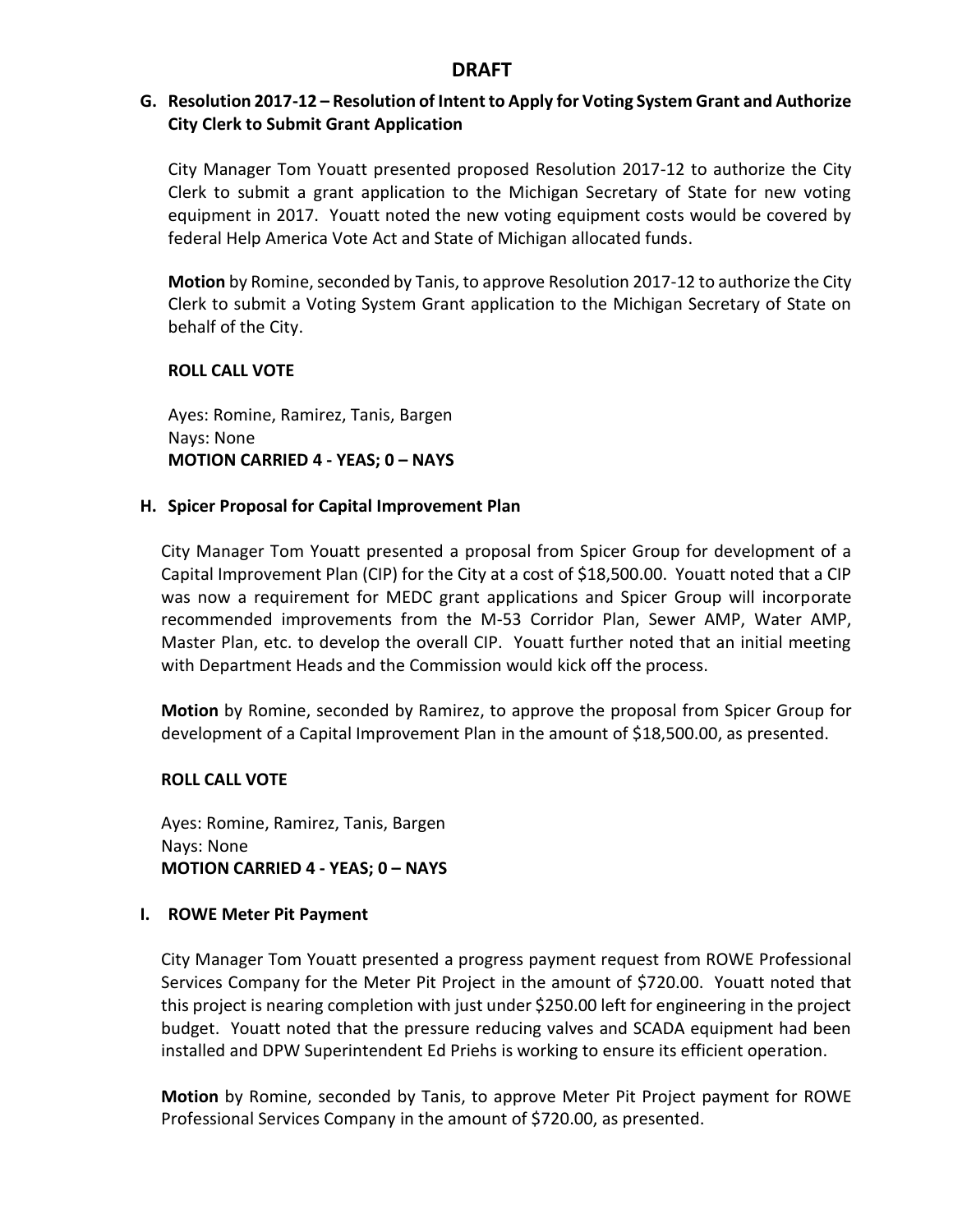**DRAFT**

**G. Resolution 2017-12 – Resolution of Intent to Apply for Voting System Grant and Authorize City Clerk to Submit Grant Application**

City Manager Tom Youatt presented proposed Resolution 2017-12 to authorize the City Clerk to submit a grant application to the Michigan Secretary of State for new voting equipment in 2017. Youatt noted the new voting equipment costs would be covered by federal Help America Vote Act and State of Michigan allocated funds.

**Motion** by Romine, seconded by Tanis, to approve Resolution 2017-12 to authorize the City Clerk to submit a Voting System Grant application to the Michigan Secretary of State on behalf of the City.

**ROLL CALL VOTE**

Ayes: Romine, Ramirez, Tanis, Bargen
Nays: None
**MOTION CARRIED 4 - YEAS; 0 – NAYS**

**H. Spicer Proposal for Capital Improvement Plan**

City Manager Tom Youatt presented a proposal from Spicer Group for development of a Capital Improvement Plan (CIP) for the City at a cost of $18,500.00. Youatt noted that a CIP was now a requirement for MEDC grant applications and Spicer Group will incorporate recommended improvements from the M-53 Corridor Plan, Sewer AMP, Water AMP, Master Plan, etc. to develop the overall CIP. Youatt further noted that an initial meeting with Department Heads and the Commission would kick off the process.

**Motion** by Romine, seconded by Ramirez, to approve the proposal from Spicer Group for development of a Capital Improvement Plan in the amount of $18,500.00, as presented.

**ROLL CALL VOTE**

Ayes: Romine, Ramirez, Tanis, Bargen
Nays: None
**MOTION CARRIED 4 - YEAS; 0 – NAYS**

**I. ROWE Meter Pit Payment**

City Manager Tom Youatt presented a progress payment request from ROWE Professional Services Company for the Meter Pit Project in the amount of $720.00. Youatt noted that this project is nearing completion with just under $250.00 left for engineering in the project budget. Youatt noted that the pressure reducing valves and SCADA equipment had been installed and DPW Superintendent Ed Priehs is working to ensure its efficient operation.

**Motion** by Romine, seconded by Tanis, to approve Meter Pit Project payment for ROWE Professional Services Company in the amount of $720.00, as presented.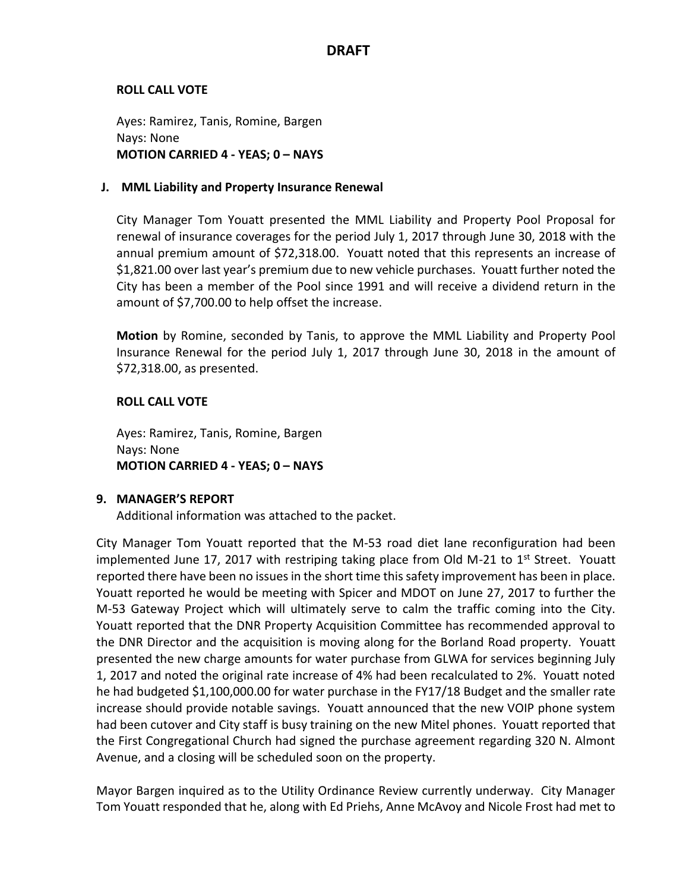**DRAFT**

**ROLL CALL VOTE**

Ayes: Ramirez, Tanis, Romine, Bargen
Nays: None
**MOTION CARRIED 4 - YEAS; 0 – NAYS**

**J. MML Liability and Property Insurance Renewal**

City Manager Tom Youatt presented the MML Liability and Property Pool Proposal for renewal of insurance coverages for the period July 1, 2017 through June 30, 2018 with the annual premium amount of $72,318.00. Youatt noted that this represents an increase of $1,821.00 over last year's premium due to new vehicle purchases. Youatt further noted the City has been a member of the Pool since 1991 and will receive a dividend return in the amount of $7,700.00 to help offset the increase.

**Motion** by Romine, seconded by Tanis, to approve the MML Liability and Property Pool Insurance Renewal for the period July 1, 2017 through June 30, 2018 in the amount of $72,318.00, as presented.

**ROLL CALL VOTE**

Ayes: Ramirez, Tanis, Romine, Bargen
Nays: None
**MOTION CARRIED 4 - YEAS; 0 – NAYS**

**9. MANAGER'S REPORT**

Additional information was attached to the packet.

City Manager Tom Youatt reported that the M-53 road diet lane reconfiguration had been implemented June 17, 2017 with restriping taking place from Old M-21 to 1st Street. Youatt reported there have been no issues in the short time this safety improvement has been in place. Youatt reported he would be meeting with Spicer and MDOT on June 27, 2017 to further the M-53 Gateway Project which will ultimately serve to calm the traffic coming into the City. Youatt reported that the DNR Property Acquisition Committee has recommended approval to the DNR Director and the acquisition is moving along for the Borland Road property. Youatt presented the new charge amounts for water purchase from GLWA for services beginning July 1, 2017 and noted the original rate increase of 4% had been recalculated to 2%. Youatt noted he had budgeted $1,100,000.00 for water purchase in the FY17/18 Budget and the smaller rate increase should provide notable savings. Youatt announced that the new VOIP phone system had been cutover and City staff is busy training on the new Mitel phones. Youatt reported that the First Congregational Church had signed the purchase agreement regarding 320 N. Almont Avenue, and a closing will be scheduled soon on the property.

Mayor Bargen inquired as to the Utility Ordinance Review currently underway. City Manager Tom Youatt responded that he, along with Ed Priehs, Anne McAvoy and Nicole Frost had met to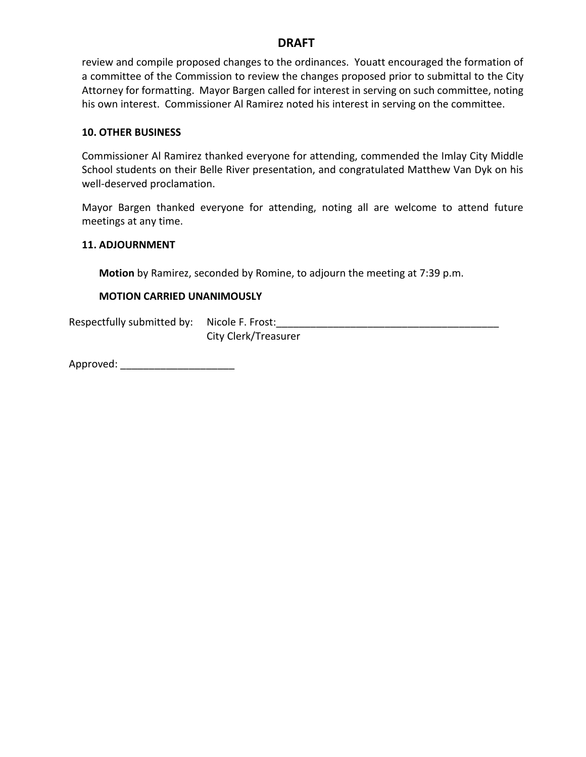**DRAFT**

review and compile proposed changes to the ordinances. Youatt encouraged the formation of a committee of the Commission to review the changes proposed prior to submittal to the City Attorney for formatting. Mayor Bargen called for interest in serving on such committee, noting his own interest. Commissioner Al Ramirez noted his interest in serving on the committee.

### 10. OTHER BUSINESS

Commissioner Al Ramirez thanked everyone for attending, commended the Imlay City Middle School students on their Belle River presentation, and congratulated Matthew Van Dyk on his well-deserved proclamation.

Mayor Bargen thanked everyone for attending, noting all are welcome to attend future meetings at any time.

### 11. ADJOURNMENT

**Motion** by Ramirez, seconded by Romine, to adjourn the meeting at 7:39 p.m.

**MOTION CARRIED UNANIMOUSLY**

Respectfully submitted by: Nicole F. Frost:________________________________________
City Clerk/Treasurer

Approved: ____________________